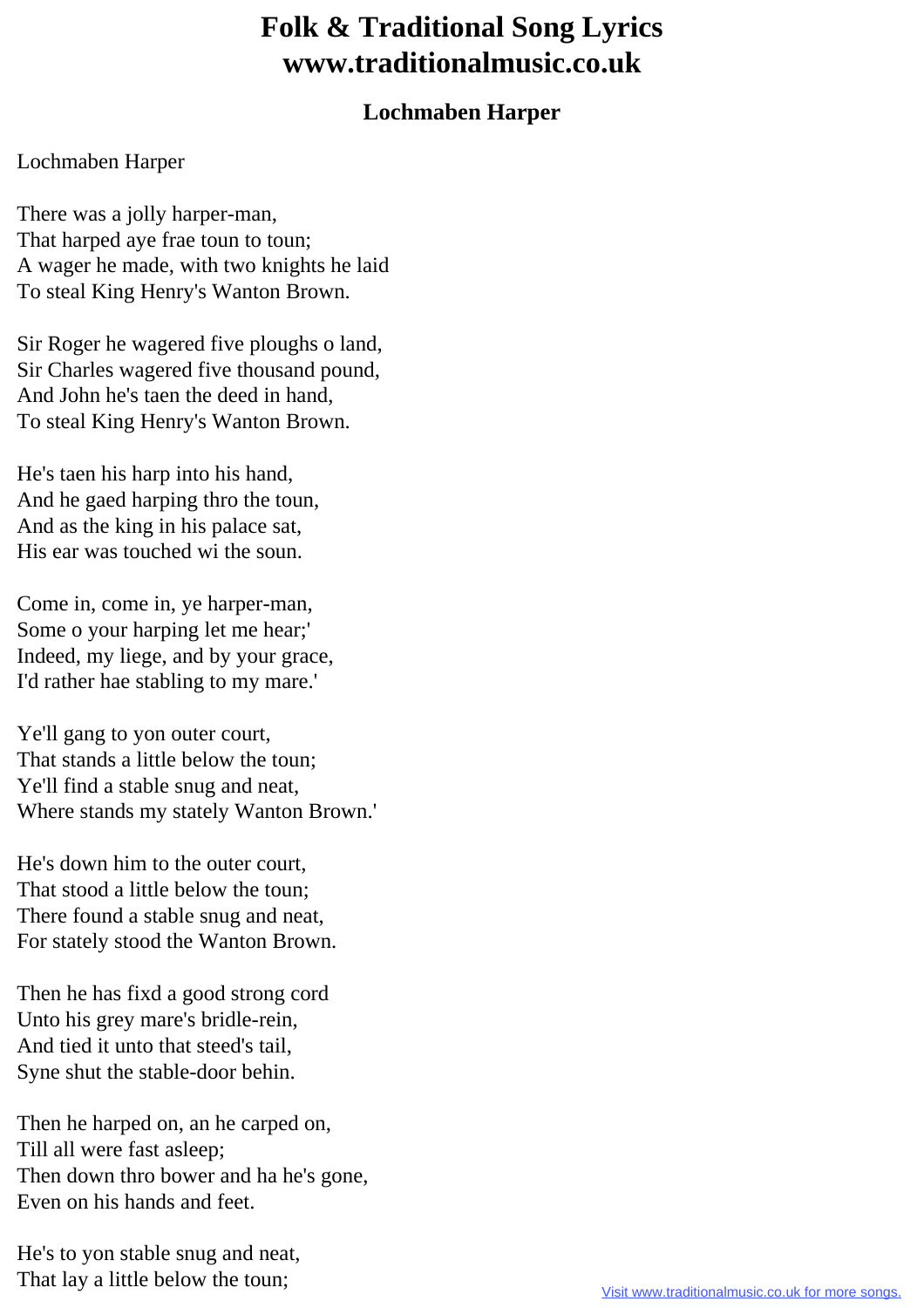# Folk & Traditional Song Lyrics
# www.traditionalmusic.co.uk

### Lochmaben Harper

Lochmaben Harper

There was a jolly harper-man,
That harped aye frae toun to toun;
A wager he made, with two knights he laid
To steal King Henry's Wanton Brown.

Sir Roger he wagered five ploughs o land,
Sir Charles wagered five thousand pound,
And John he's taen the deed in hand,
To steal King Henry's Wanton Brown.

He's taen his harp into his hand,
And he gaed harping thro the toun,
And as the king in his palace sat,
His ear was touched wi the soun.

Come in, come in, ye harper-man,
Some o your harping let me hear;'
Indeed, my liege, and by your grace,
I'd rather hae stabling to my mare.'

Ye'll gang to yon outer court,
That stands a little below the toun;
Ye'll find a stable snug and neat,
Where stands my stately Wanton Brown.'

He's down him to the outer court,
That stood a little below the toun;
There found a stable snug and neat,
For stately stood the Wanton Brown.

Then he has fixd a good strong cord
Unto his grey mare's bridle-rein,
And tied it unto that steed's tail,
Syne shut the stable-door behin.

Then he harped on, an he carped on,
Till all were fast asleep;
Then down thro bower and ha he's gone,
Even on his hands and feet.

He's to yon stable snug and neat,
That lay a little below the toun;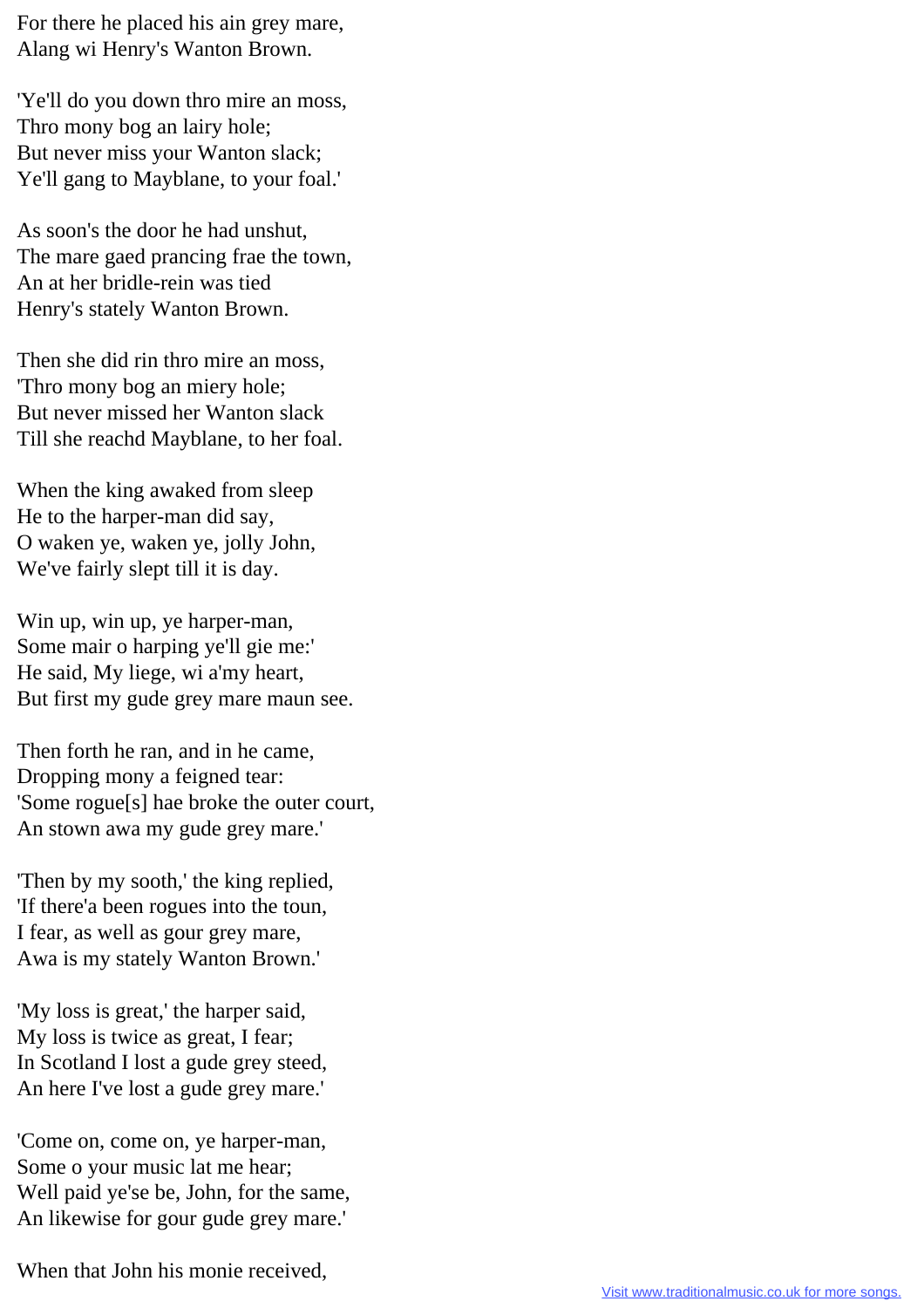For there he placed his ain grey mare,
Alang wi Henry's Wanton Brown.

'Ye'll do you down thro mire an moss,
Thro mony bog an lairy hole;
But never miss your Wanton slack;
Ye'll gang to Mayblane, to your foal.'

As soon's the door he had unshut,
The mare gaed prancing frae the town,
An at her bridle-rein was tied
Henry's stately Wanton Brown.

Then she did rin thro mire an moss,
'Thro mony bog an miery hole;
But never missed her Wanton slack
Till she reachd Mayblane, to her foal.

When the king awaked from sleep
He to the harper-man did say,
O waken ye, waken ye, jolly John,
We've fairly slept till it is day.

Win up, win up, ye harper-man,
Some mair o harping ye'll gie me:'
He said, My liege, wi a'my heart,
But first my gude grey mare maun see.

Then forth he ran, and in he came,
Dropping mony a feigned tear:
'Some rogue[s] hae broke the outer court,
An stown awa my gude grey mare.'

'Then by my sooth,' the king replied,
'If there'a been rogues into the toun,
I fear, as well as gour grey mare,
Awa is my stately Wanton Brown.'

'My loss is great,' the harper said,
My loss is twice as great, I fear;
In Scotland I lost a gude grey steed,
An here I've lost a gude grey mare.'

'Come on, come on, ye harper-man,
Some o your music lat me hear;
Well paid ye'se be, John, for the same,
An likewise for gour gude grey mare.'

When that John his monie received,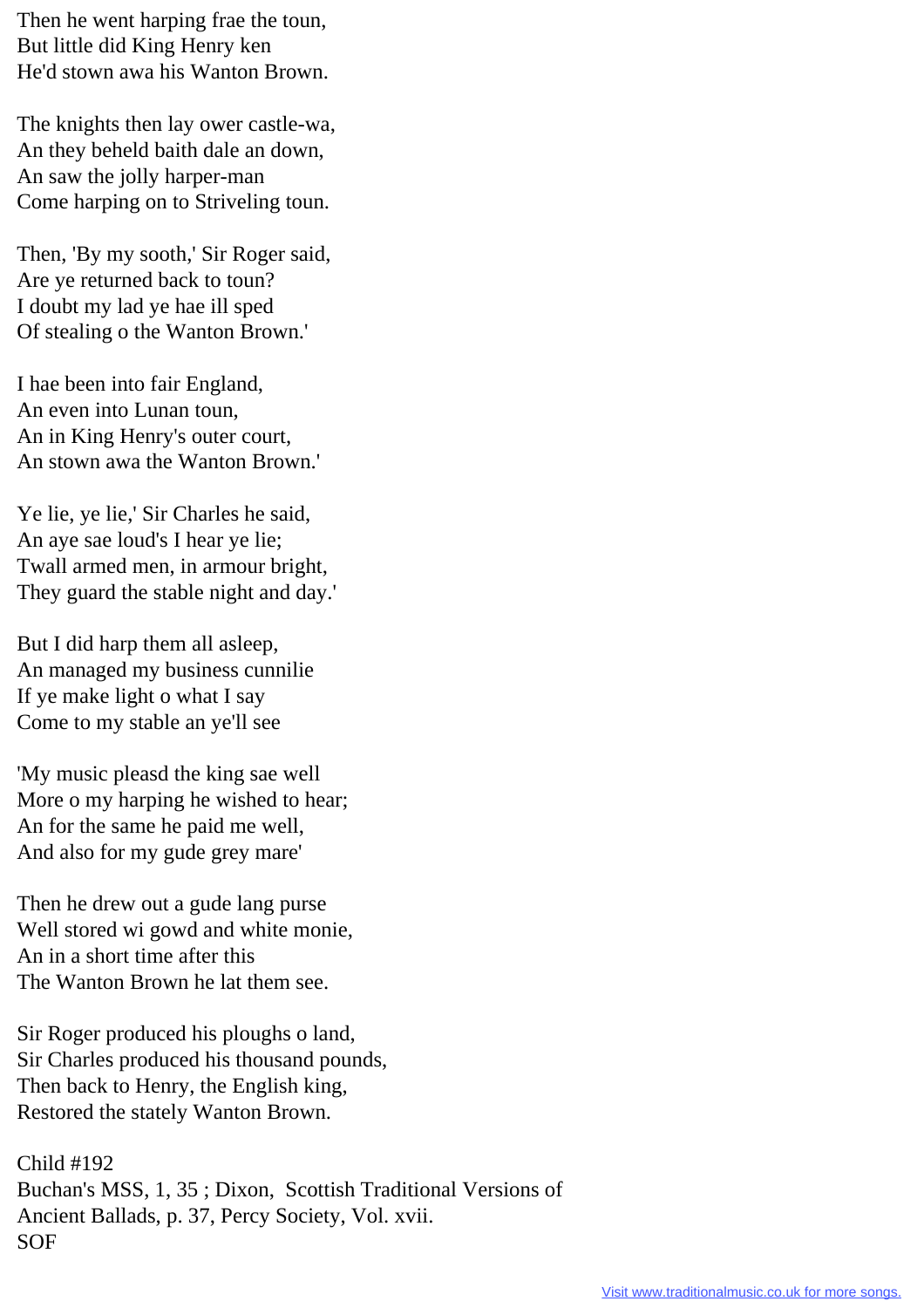Then he went harping frae the toun,
But little did King Henry ken
He'd stown awa his Wanton Brown.

The knights then lay ower castle-wa,
An they beheld baith dale an down,
An saw the jolly harper-man
Come harping on to Striveling toun.

Then, 'By my sooth,' Sir Roger said,
Are ye returned back to toun?
I doubt my lad ye hae ill sped
Of stealing o the Wanton Brown.'

I hae been into fair England,
An even into Lunan toun,
An in King Henry's outer court,
An stown awa the Wanton Brown.'

Ye lie, ye lie,' Sir Charles he said,
An aye sae loud's I hear ye lie;
Twall armed men, in armour bright,
They guard the stable night and day.'

But I did harp them all asleep,
An managed my business cunnilie
If ye make light o what I say
Come to my stable an ye'll see

'My music pleasd the king sae well
More o my harping he wished to hear;
An for the same he paid me well,
And also for my gude grey mare'

Then he drew out a gude lang purse
Well stored wi gowd and white monie,
An in a short time after this
The Wanton Brown he lat them see.

Sir Roger produced his ploughs o land,
Sir Charles produced his thousand pounds,
Then back to Henry, the English king,
Restored the stately Wanton Brown.

Child #192
Buchan's MSS, 1, 35 ; Dixon, Scottish Traditional Versions of
Ancient Ballads, p. 37, Percy Society, Vol. xvii.
SOF